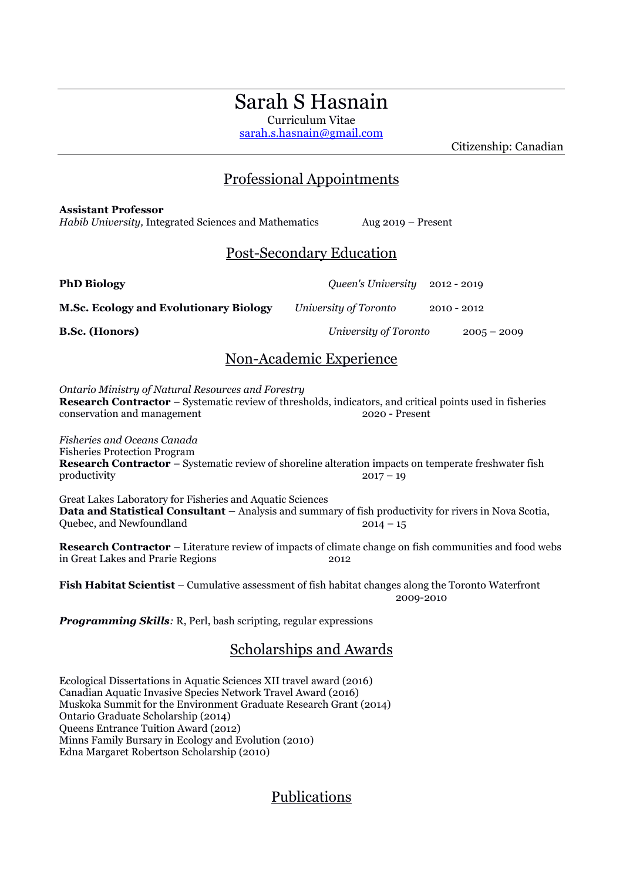# Sarah S Hasnain

Curriculum Vitae

sarah.s.hasnain@gmail.com

Citizenship: Canadian

## Professional Appointments

**Assistant Professor**
*Habib University,* Integrated Sciences and Mathematics Aug 2019 – Present

## Post-Secondary Education

**PhD Biology** *Queen's University* 2012 - 2019

**M.Sc. Ecology and Evolutionary Biology** *University of Toronto* 2010 - 2012

**B.Sc. (Honors)** *University of Toronto* 2005 – 2009

## Non-Academic Experience

*Ontario Ministry of Natural Resources and Forestry*
**Research Contractor** – Systematic review of thresholds, indicators, and critical points used in fisheries conservation and management 2020 - Present

*Fisheries and Oceans Canada*
Fisheries Protection Program
**Research Contractor** – Systematic review of shoreline alteration impacts on temperate freshwater fish productivity 2017 – 19

Great Lakes Laboratory for Fisheries and Aquatic Sciences
**Data and Statistical Consultant –** Analysis and summary of fish productivity for rivers in Nova Scotia, Quebec, and Newfoundland 2014 – 15

**Research Contractor** – Literature review of impacts of climate change on fish communities and food webs in Great Lakes and Prarie Regions 2012

**Fish Habitat Scientist** – Cumulative assessment of fish habitat changes along the Toronto Waterfront 2009-2010

***Programming Skills****:* R, Perl, bash scripting, regular expressions

## Scholarships and Awards

Ecological Dissertations in Aquatic Sciences XII travel award (2016)
Canadian Aquatic Invasive Species Network Travel Award (2016)
Muskoka Summit for the Environment Graduate Research Grant (2014)
Ontario Graduate Scholarship (2014)
Queens Entrance Tuition Award (2012)
Minns Family Bursary in Ecology and Evolution (2010)
Edna Margaret Robertson Scholarship (2010)

## Publications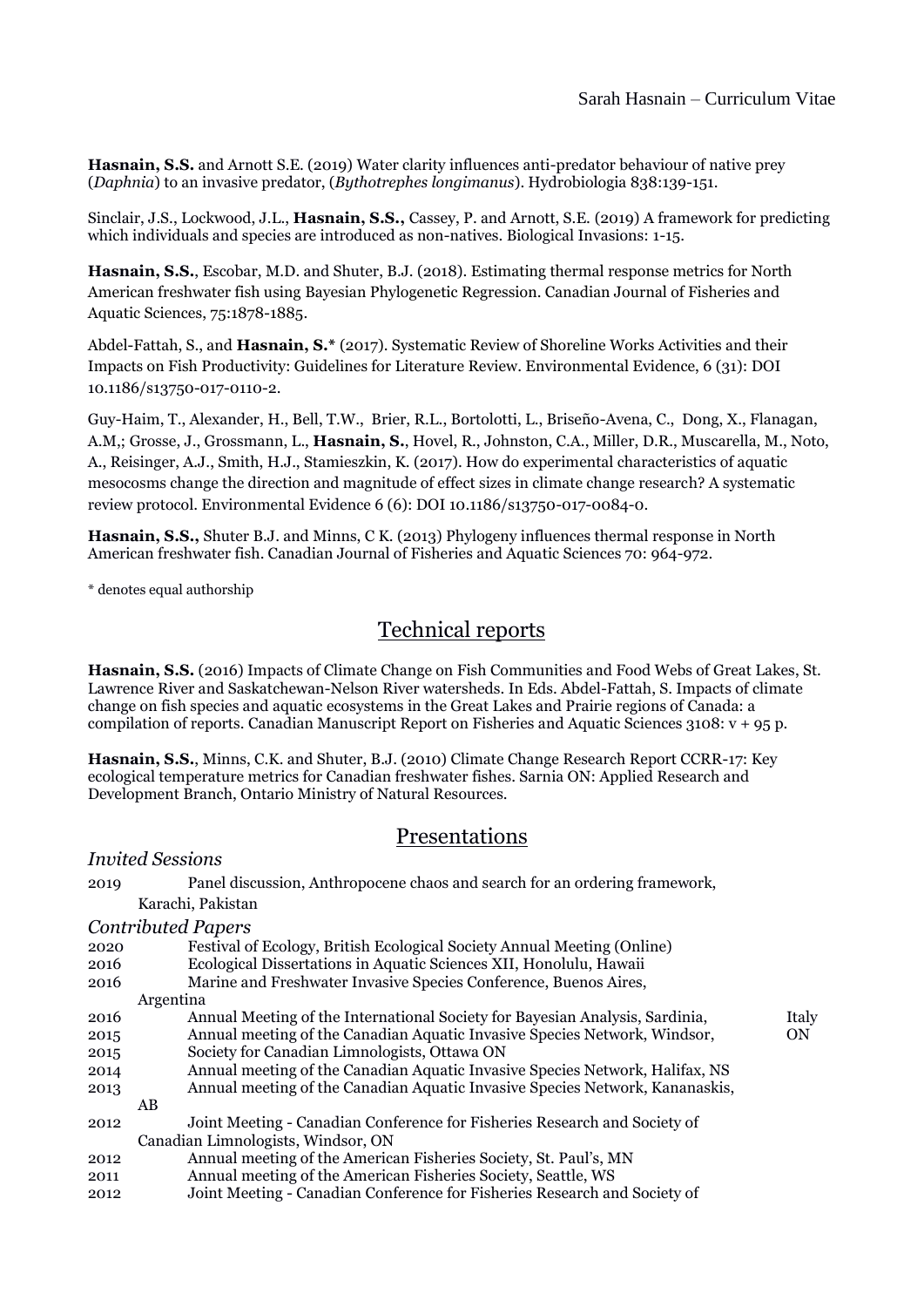**Hasnain, S.S.** and Arnott S.E. (2019) Water clarity influences anti-predator behaviour of native prey (*Daphnia*) to an invasive predator, (*Bythotrephes longimanus*). Hydrobiologia 838:139-151.

Sinclair, J.S., Lockwood, J.L., **Hasnain, S.S.,** Cassey, P. and Arnott, S.E. (2019) A framework for predicting which individuals and species are introduced as non-natives. Biological Invasions: 1-15.

**Hasnain, S.S.**, Escobar, M.D. and Shuter, B.J. (2018). Estimating thermal response metrics for North American freshwater fish using Bayesian Phylogenetic Regression. Canadian Journal of Fisheries and Aquatic Sciences, 75:1878-1885.

Abdel-Fattah, S., and **Hasnain, S.*** (2017). Systematic Review of Shoreline Works Activities and their Impacts on Fish Productivity: Guidelines for Literature Review. Environmental Evidence, 6 (31): DOI 10.1186/s13750-017-0110-2.

Guy-Haim, T., Alexander, H., Bell, T.W., Brier, R.L., Bortolotti, L., Briseño-Avena, C., Dong, X., Flanagan, A.M,; Grosse, J., Grossmann, L., **Hasnain, S.**, Hovel, R., Johnston, C.A., Miller, D.R., Muscarella, M., Noto, A., Reisinger, A.J., Smith, H.J., Stamieszkin, K. (2017). How do experimental characteristics of aquatic mesocosms change the direction and magnitude of effect sizes in climate change research? A systematic review protocol. Environmental Evidence 6 (6): DOI 10.1186/s13750-017-0084-0.

**Hasnain, S.S.,** Shuter B.J. and Minns, C K. (2013) Phylogeny influences thermal response in North American freshwater fish. Canadian Journal of Fisheries and Aquatic Sciences 70: 964-972.

* denotes equal authorship

## Technical reports

**Hasnain, S.S.** (2016) Impacts of Climate Change on Fish Communities and Food Webs of Great Lakes, St. Lawrence River and Saskatchewan-Nelson River watersheds. In Eds. Abdel-Fattah, S. Impacts of climate change on fish species and aquatic ecosystems in the Great Lakes and Prairie regions of Canada: a compilation of reports. Canadian Manuscript Report on Fisheries and Aquatic Sciences 3108: v + 95 p.

**Hasnain, S.S.**, Minns, C.K. and Shuter, B.J. (2010) Climate Change Research Report CCRR-17: Key ecological temperature metrics for Canadian freshwater fishes. Sarnia ON: Applied Research and Development Branch, Ontario Ministry of Natural Resources.

## Presentations

### *Invited Sessions*

2019 Panel discussion, Anthropocene chaos and search for an ordering framework, Karachi, Pakistan

### *Contributed Papers*

2020 Festival of Ecology, British Ecological Society Annual Meeting (Online)
2016 Ecological Dissertations in Aquatic Sciences XII, Honolulu, Hawaii
2016 Marine and Freshwater Invasive Species Conference, Buenos Aires, Argentina
2016 Annual Meeting of the International Society for Bayesian Analysis, Sardinia, Italy
2015 Annual meeting of the Canadian Aquatic Invasive Species Network, Windsor, ON
2015 Society for Canadian Limnologists, Ottawa ON
2014 Annual meeting of the Canadian Aquatic Invasive Species Network, Halifax, NS
2013 Annual meeting of the Canadian Aquatic Invasive Species Network, Kananaskis, AB
2012 Joint Meeting - Canadian Conference for Fisheries Research and Society of Canadian Limnologists, Windsor, ON
2012 Annual meeting of the American Fisheries Society, St. Paul's, MN
2011 Annual meeting of the American Fisheries Society, Seattle, WS
2012 Joint Meeting - Canadian Conference for Fisheries Research and Society of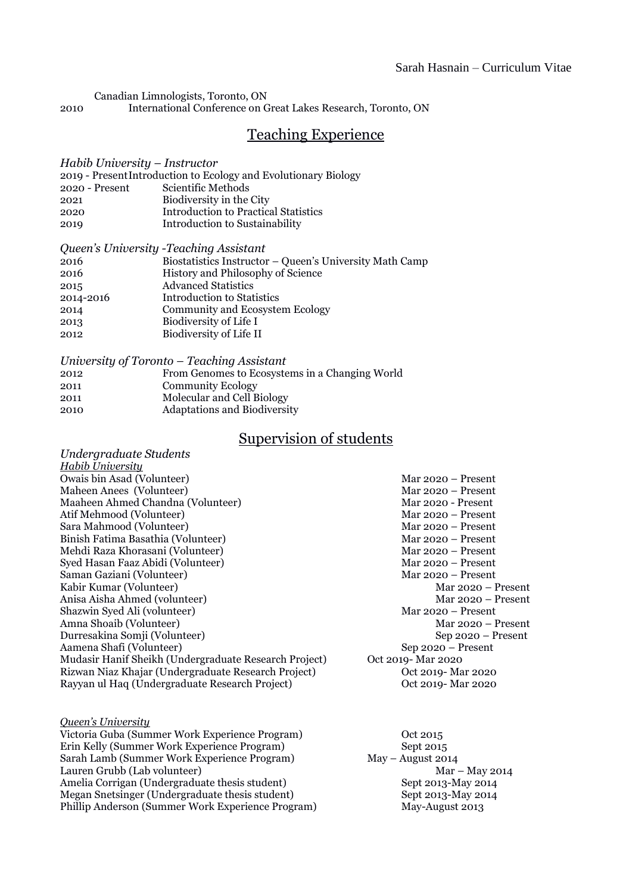Canadian Limnologists, Toronto, ON

2010 International Conference on Great Lakes Research, Toronto, ON

## Teaching Experience

*Habib University – Instructor*

| | |
|---|---|
| 2019 - Present | Introduction to Ecology and Evolutionary Biology |
| 2020 - Present | Scientific Methods |
| 2021 | Biodiversity in the City |
| 2020 | Introduction to Practical Statistics |
| 2019 | Introduction to Sustainability |

*Queen's University -Teaching Assistant*

| | |
|---|---|
| 2016 | Biostatistics Instructor – Queen's University Math Camp |
| 2016 | History and Philosophy of Science |
| 2015 | Advanced Statistics |
| 2014-2016 | Introduction to Statistics |
| 2014 | Community and Ecosystem Ecology |
| 2013 | Biodiversity of Life I |
| 2012 | Biodiversity of Life II |

*University of Toronto – Teaching Assistant*

| | |
|---|---|
| 2012 | From Genomes to Ecosystems in a Changing World |
| 2011 | Community Ecology |
| 2011 | Molecular and Cell Biology |
| 2010 | Adaptations and Biodiversity |

## Supervision of students

*Undergraduate Students*

*Habib University*

| | |
|---|---|
| Owais bin Asad (Volunteer) | Mar 2020 – Present |
| Maheen Anees (Volunteer) | Mar 2020 – Present |
| Maaheen Ahmed Chandna (Volunteer) | Mar 2020 - Present |
| Atif Mehmood (Volunteer) | Mar 2020 – Present |
| Sara Mahmood (Volunteer) | Mar 2020 – Present |
| Binish Fatima Basathia (Volunteer) | Mar 2020 – Present |
| Mehdi Raza Khorasani (Volunteer) | Mar 2020 – Present |
| Syed Hasan Faaz Abidi (Volunteer) | Mar 2020 – Present |
| Saman Gaziani (Volunteer) | Mar 2020 – Present |
| Kabir Kumar (Volunteer) | Mar 2020 – Present |
| Anisa Aisha Ahmed (volunteer) | Mar 2020 – Present |
| Shazwin Syed Ali (volunteer) | Mar 2020 – Present |
| Amna Shoaib (Volunteer) | Mar 2020 – Present |
| Durresakina Somji (Volunteer) | Sep 2020 – Present |
| Aamena Shafi (Volunteer) | Sep 2020 – Present |
| Mudasir Hanif Sheikh (Undergraduate Research Project) | Oct 2019- Mar 2020 |
| Rizwan Niaz Khajar (Undergraduate Research Project) | Oct 2019- Mar 2020 |
| Rayyan ul Haq (Undergraduate Research Project) | Oct 2019- Mar 2020 |

*Queen's University*

| | |
|---|---|
| Victoria Guba (Summer Work Experience Program) | Oct 2015 |
| Erin Kelly (Summer Work Experience Program) | Sept 2015 |
| Sarah Lamb (Summer Work Experience Program) | May – August 2014 |
| Lauren Grubb (Lab volunteer) | Mar – May 2014 |
| Amelia Corrigan (Undergraduate thesis student) | Sept 2013-May 2014 |
| Megan Snetsinger (Undergraduate thesis student) | Sept 2013-May 2014 |
| Phillip Anderson (Summer Work Experience Program) | May-August 2013 |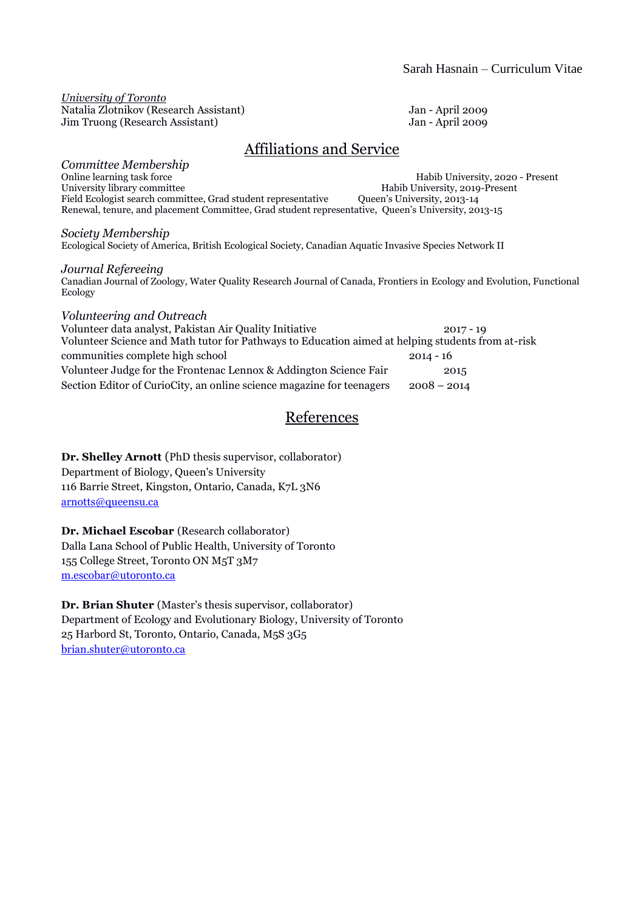*University of Toronto*
Natalia Zlotnikov (Research Assistant) Jan - April 2009
Jim Truong (Research Assistant) Jan - April 2009

## Affiliations and Service

### *Committee Membership*

Online learning task force Habib University, 2020 - Present
University library committee Habib University, 2019-Present
Field Ecologist search committee, Grad student representative Queen's University, 2013-14
Renewal, tenure, and placement Committee, Grad student representative, Queen's University, 2013-15

### *Society Membership*

Ecological Society of America, British Ecological Society, Canadian Aquatic Invasive Species Network II

### *Journal Refereeing*

Canadian Journal of Zoology, Water Quality Research Journal of Canada, Frontiers in Ecology and Evolution, Functional Ecology

### *Volunteering and Outreach*

Volunteer data analyst, Pakistan Air Quality Initiative 2017 - 19
Volunteer Science and Math tutor for Pathways to Education aimed at helping students from at-risk communities complete high school 2014 - 16
Volunteer Judge for the Frontenac Lennox & Addington Science Fair 2015
Section Editor of CurioCity, an online science magazine for teenagers 2008 – 2014

## References

**Dr. Shelley Arnott** (PhD thesis supervisor, collaborator)
Department of Biology, Queen's University
116 Barrie Street, Kingston, Ontario, Canada, K7L 3N6
arnotts@queensu.ca

**Dr. Michael Escobar** (Research collaborator)
Dalla Lana School of Public Health, University of Toronto
155 College Street, Toronto ON M5T 3M7
m.escobar@utoronto.ca

**Dr. Brian Shuter** (Master's thesis supervisor, collaborator)
Department of Ecology and Evolutionary Biology, University of Toronto
25 Harbord St, Toronto, Ontario, Canada, M5S 3G5
brian.shuter@utoronto.ca